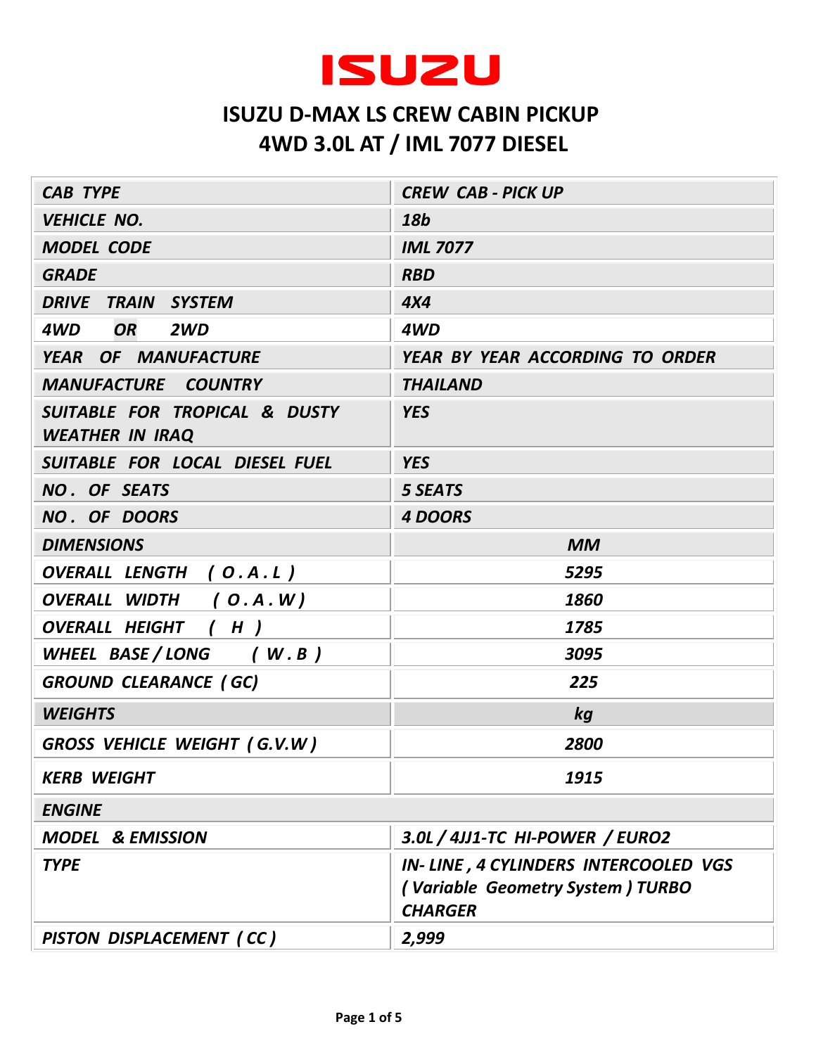# ISUZU

## ISUZU D-MAX LS CREW CABIN PICKUP
## 4WD 3.0L AT / IML 7077 DIESEL

| CAB TYPE | CREW CAB - PICK UP |
|---|---|
| VEHICLE NO. | 18b |
| MODEL CODE | IML 7077 |
| GRADE | RBD |
| DRIVE TRAIN SYSTEM | 4X4 |
| 4WD OR 2WD | 4WD |
| YEAR OF MANUFACTURE | YEAR BY YEAR ACCORDING TO ORDER |
| MANUFACTURE COUNTRY | THAILAND |
| SUITABLE FOR TROPICAL & DUSTY WEATHER IN IRAQ | YES |
| SUITABLE FOR LOCAL DIESEL FUEL | YES |
| NO. OF SEATS | 5 SEATS |
| NO. OF DOORS | 4 DOORS |
| DIMENSIONS | MM |
| OVERALL LENGTH ( O.A.L ) | 5295 |
| OVERALL WIDTH ( O.A.W ) | 1860 |
| OVERALL HEIGHT ( H ) | 1785 |
| WHEEL BASE / LONG ( W.B ) | 3095 |
| GROUND CLEARANCE ( GC) | 225 |
| WEIGHTS | kg |
| GROSS VEHICLE WEIGHT ( G.V.W ) | 2800 |
| KERB WEIGHT | 1915 |
| ENGINE | |
| MODEL & EMISSION | 3.0L / 4JJ1-TC HI-POWER / EURO2 |
| TYPE | IN- LINE , 4 CYLINDERS INTERCOOLED VGS ( Variable Geometry System ) TURBO CHARGER |
| PISTON DISPLACEMENT ( CC ) | 2,999 |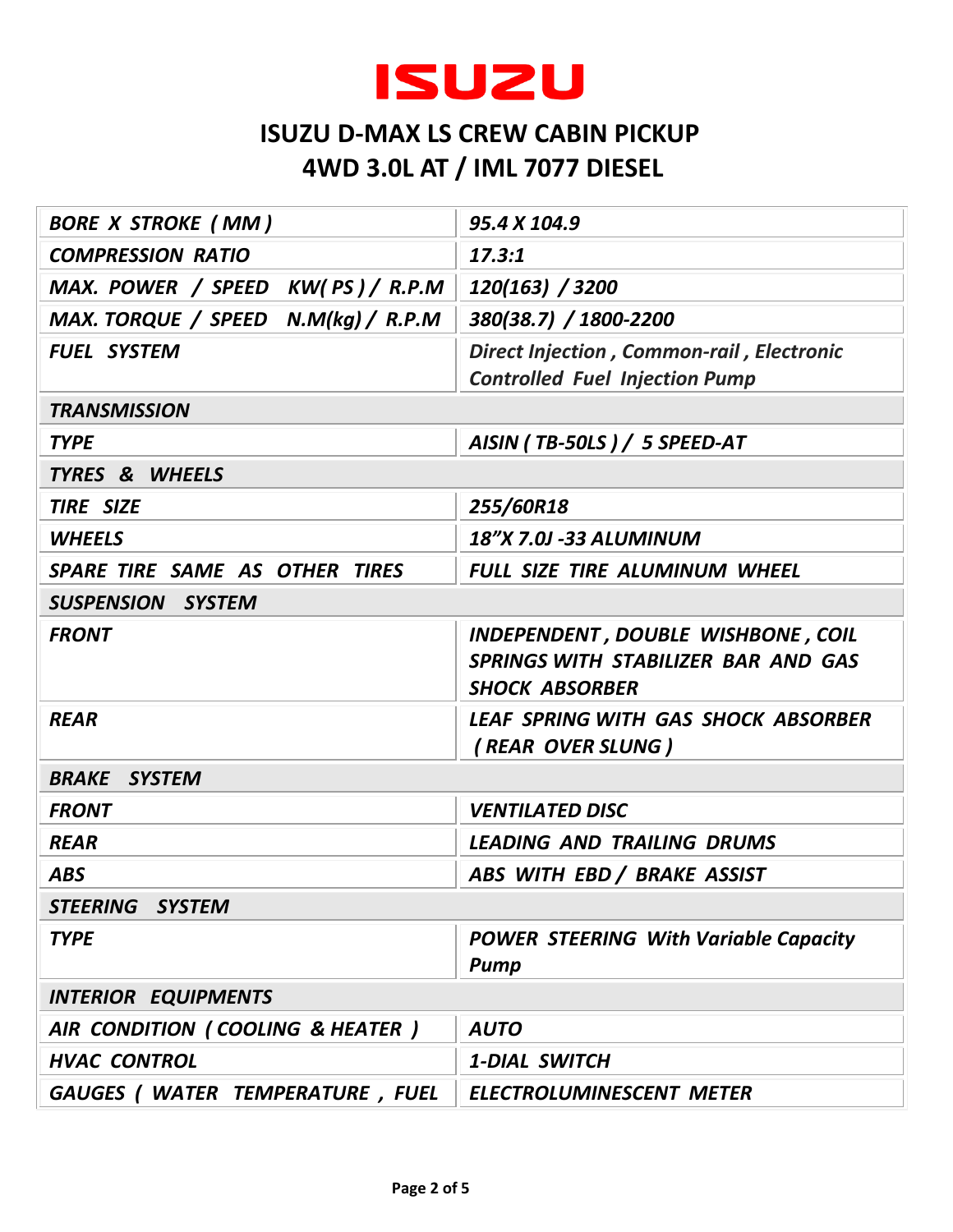# ISUZU

## ISUZU D-MAX LS CREW CABIN PICKUP
## 4WD 3.0L AT / IML 7077 DIESEL

| | |
|---|---|
| *BORE X STROKE ( MM )* | *95.4 X 104.9* |
| *COMPRESSION RATIO* | *17.3:1* |
| *MAX. POWER / SPEED KW( PS ) / R.P.M* | *120(163) / 3200* |
| *MAX. TORQUE / SPEED N.M(kg) / R.P.M* | *380(38.7) / 1800-2200* |
| *FUEL SYSTEM* | *Direct Injection , Common-rail , Electronic Controlled Fuel Injection Pump* |
| *TRANSMISSION* | |
| *TYPE* | *AISIN ( TB-50LS ) / 5 SPEED-AT* |
| *TYRES & WHEELS* | |
| *TIRE SIZE* | *255/60R18* |
| *WHEELS* | *18"X 7.0J -33 ALUMINUM* |
| *SPARE TIRE SAME AS OTHER TIRES* | *FULL SIZE TIRE ALUMINUM WHEEL* |
| *SUSPENSION SYSTEM* | |
| *FRONT* | *INDEPENDENT , DOUBLE WISHBONE , COIL SPRINGS WITH STABILIZER BAR AND GAS SHOCK ABSORBER* |
| *REAR* | *LEAF SPRING WITH GAS SHOCK ABSORBER ( REAR OVER SLUNG )* |
| *BRAKE SYSTEM* | |
| *FRONT* | *VENTILATED DISC* |
| *REAR* | *LEADING AND TRAILING DRUMS* |
| *ABS* | *ABS WITH EBD / BRAKE ASSIST* |
| *STEERING SYSTEM* | |
| *TYPE* | *POWER STEERING With Variable Capacity Pump* |
| *INTERIOR EQUIPMENTS* | |
| *AIR CONDITION ( COOLING & HEATER )* | *AUTO* |
| *HVAC CONTROL* | *1-DIAL SWITCH* |
| *GAUGES ( WATER TEMPERATURE , FUEL* | *ELECTROLUMINESCENT METER* |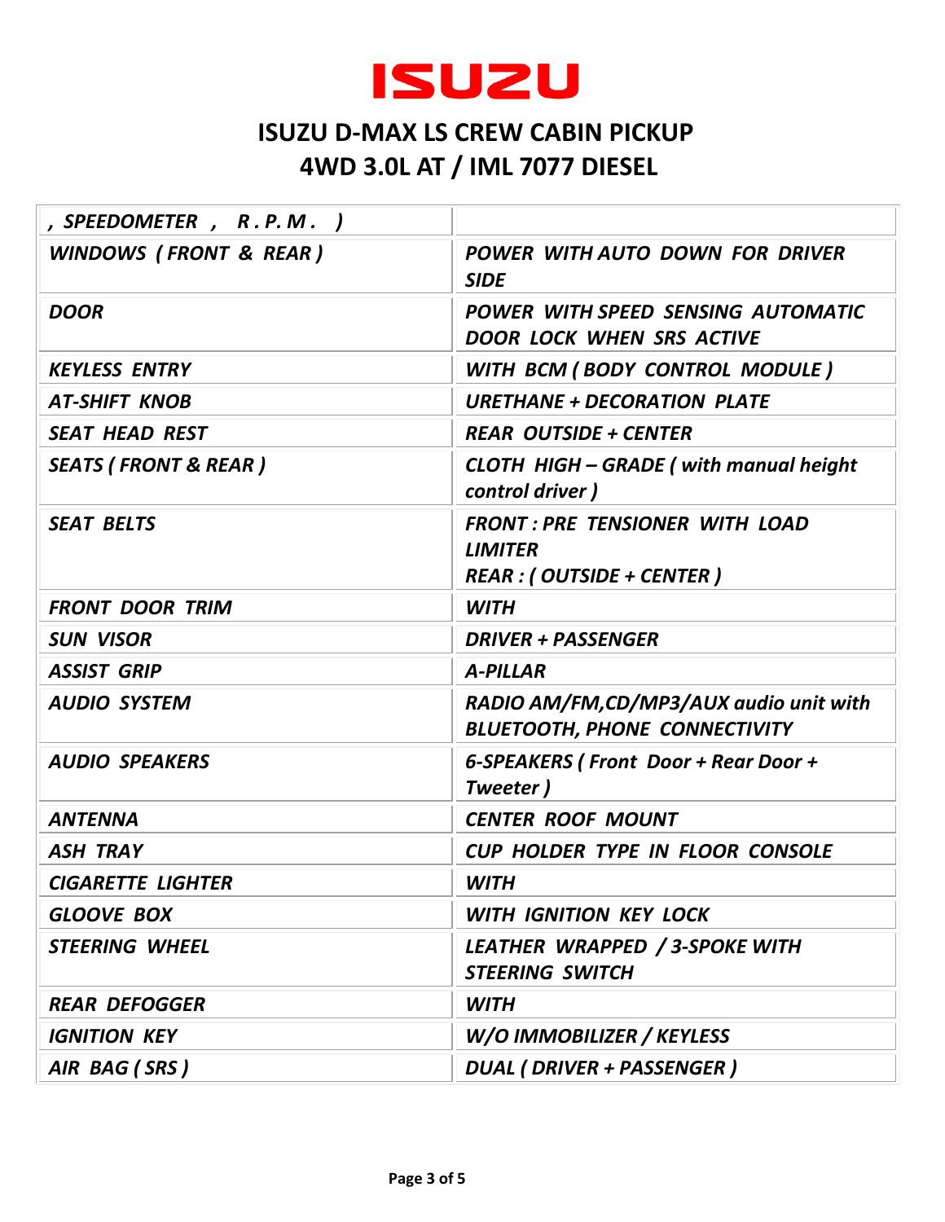# ISUZU

## ISUZU D-MAX LS CREW CABIN PICKUP
## 4WD 3.0L AT / IML 7077 DIESEL

| | |
|---|---|
| *, SPEEDOMETER , R . P. M . )* | |
| *WINDOWS ( FRONT & REAR )* | *POWER WITH AUTO DOWN FOR DRIVER SIDE* |
| *DOOR* | *POWER WITH SPEED SENSING AUTOMATIC DOOR LOCK WHEN SRS ACTIVE* |
| *KEYLESS ENTRY* | *WITH BCM ( BODY CONTROL MODULE )* |
| *AT-SHIFT KNOB* | *URETHANE + DECORATION PLATE* |
| *SEAT HEAD REST* | *REAR OUTSIDE + CENTER* |
| *SEATS ( FRONT & REAR )* | *CLOTH HIGH – GRADE ( with manual height control driver )* |
| *SEAT BELTS* | *FRONT : PRE TENSIONER WITH LOAD LIMITER*<br>*REAR : ( OUTSIDE + CENTER )* |
| *FRONT DOOR TRIM* | *WITH* |
| *SUN VISOR* | *DRIVER + PASSENGER* |
| *ASSIST GRIP* | *A-PILLAR* |
| *AUDIO SYSTEM* | *RADIO AM/FM,CD/MP3/AUX audio unit with BLUETOOTH, PHONE CONNECTIVITY* |
| *AUDIO SPEAKERS* | *6-SPEAKERS ( Front Door + Rear Door + Tweeter )* |
| *ANTENNA* | *CENTER ROOF MOUNT* |
| *ASH TRAY* | *CUP HOLDER TYPE IN FLOOR CONSOLE* |
| *CIGARETTE LIGHTER* | *WITH* |
| *GLOOVE BOX* | *WITH IGNITION KEY LOCK* |
| *STEERING WHEEL* | *LEATHER WRAPPED / 3-SPOKE WITH STEERING SWITCH* |
| *REAR DEFOGGER* | *WITH* |
| *IGNITION KEY* | *W/O IMMOBILIZER / KEYLESS* |
| *AIR BAG ( SRS )* | *DUAL ( DRIVER + PASSENGER )* |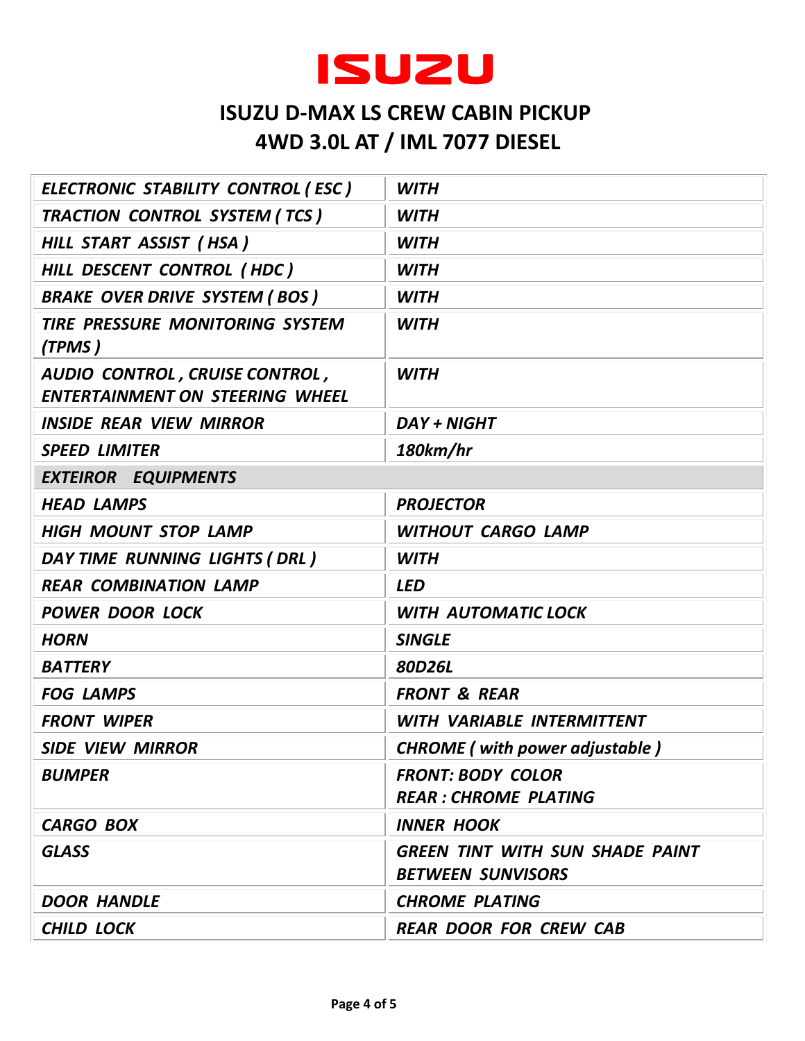# ISUZU

## ISUZU D-MAX LS CREW CABIN PICKUP
## 4WD 3.0L AT / IML 7077 DIESEL

| | |
|---|---|
| ***ELECTRONIC STABILITY CONTROL ( ESC )*** | ***WITH*** |
| ***TRACTION CONTROL SYSTEM ( TCS )*** | ***WITH*** |
| ***HILL START ASSIST ( HSA )*** | ***WITH*** |
| ***HILL DESCENT CONTROL ( HDC )*** | ***WITH*** |
| ***BRAKE OVER DRIVE SYSTEM ( BOS )*** | ***WITH*** |
| ***TIRE PRESSURE MONITORING SYSTEM (TPMS )*** | ***WITH*** |
| ***AUDIO CONTROL , CRUISE CONTROL , ENTERTAINMENT ON STEERING WHEEL*** | ***WITH*** |
| ***INSIDE REAR VIEW MIRROR*** | ***DAY + NIGHT*** |
| ***SPEED LIMITER*** | ***180km/hr*** |
| ***EXTEIROR EQUIPMENTS*** | |
| ***HEAD LAMPS*** | ***PROJECTOR*** |
| ***HIGH MOUNT STOP LAMP*** | ***WITHOUT CARGO LAMP*** |
| ***DAY TIME RUNNING LIGHTS ( DRL )*** | ***WITH*** |
| ***REAR COMBINATION LAMP*** | ***LED*** |
| ***POWER DOOR LOCK*** | ***WITH AUTOMATIC LOCK*** |
| ***HORN*** | ***SINGLE*** |
| ***BATTERY*** | ***80D26L*** |
| ***FOG LAMPS*** | ***FRONT & REAR*** |
| ***FRONT WIPER*** | ***WITH VARIABLE INTERMITTENT*** |
| ***SIDE VIEW MIRROR*** | ***CHROME ( with power adjustable )*** |
| ***BUMPER*** | ***FRONT: BODY COLOR*** <br> ***REAR : CHROME PLATING*** |
| ***CARGO BOX*** | ***INNER HOOK*** |
| ***GLASS*** | ***GREEN TINT WITH SUN SHADE PAINT BETWEEN SUNVISORS*** |
| ***DOOR HANDLE*** | ***CHROME PLATING*** |
| ***CHILD LOCK*** | ***REAR DOOR FOR CREW CAB*** |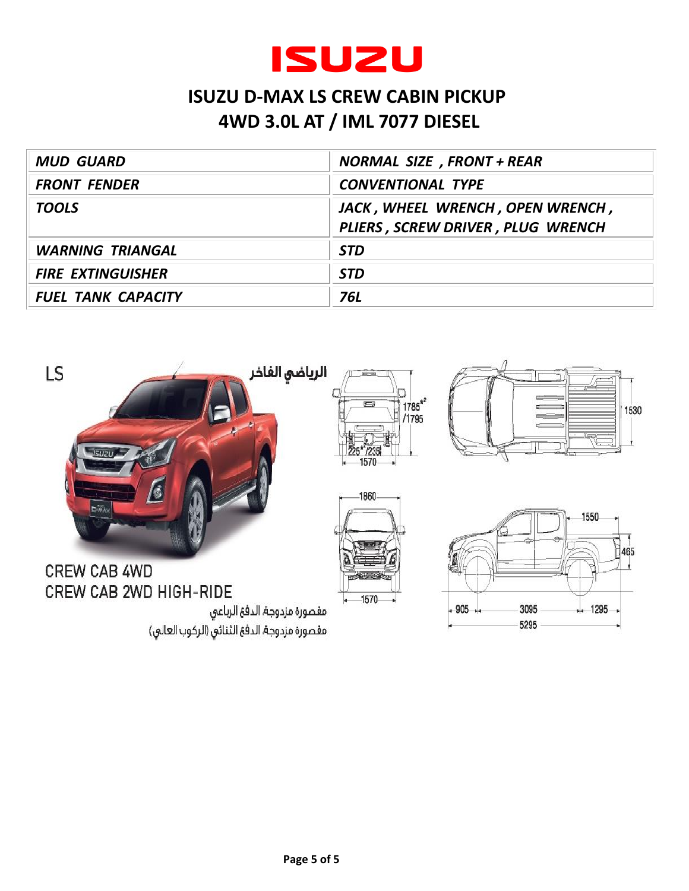# ISUZU

## ISUZU D-MAX LS CREW CABIN PICKUP
## 4WD 3.0L AT / IML 7077 DIESEL

| | |
|---|---|
| *MUD GUARD* | *NORMAL SIZE , FRONT + REAR* |
| *FRONT FENDER* | *CONVENTIONAL TYPE* |
| *TOOLS* | *JACK , WHEEL WRENCH , OPEN WRENCH , PLIERS , SCREW DRIVER , PLUG WRENCH* |
| *WARNING TRIANGAL* | *STD* |
| *FIRE EXTINGUISHER* | *STD* |
| *FUEL TANK CAPACITY* | *76L* |

LS

الرياضي الفاخر

CREW CAB 4WD

CREW CAB 2WD HIGH-RIDE

مقصورة مزدوجة، الدفع الرباعي

مقصورة مزدوجة، الدفع الثنائي (الركوب العالي)

1785*2 /1795

225*2 /235

1570

1530

1860

1570

1550

465

905

3095

1295

5295